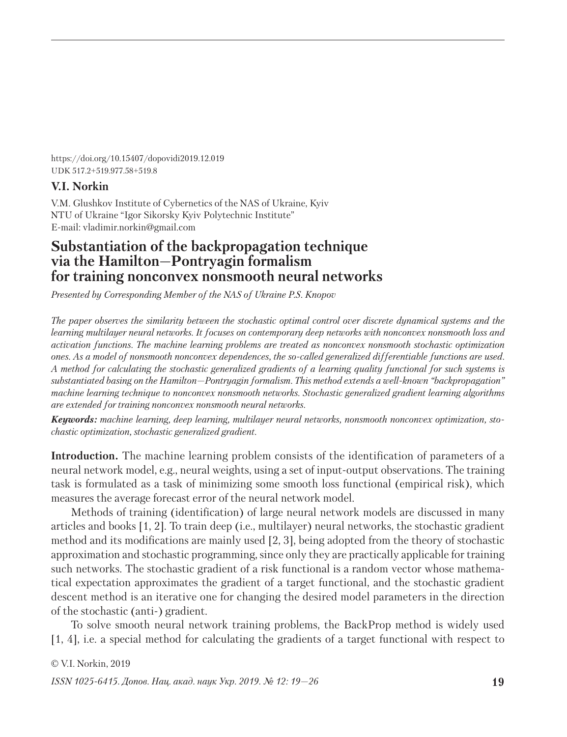https://doi.org/10.15407/dopovidi2019.12.019
UDK 517.2+519.977.58+519.8

**V.I. Norkin**

V.M. Glushkov Institute of Cybernetics of the NAS of Ukraine, Kyiv
NTU of Ukraine "Igor Sikorsky Kyiv Polytechnic Institute"
E-mail: vladimir.norkin@gmail.com

# Substantiation of the backpropagation technique via the Hamilton—Pontryagin formalism for training nonconvex nonsmooth neural networks

*Presented by Corresponding Member of the NAS of Ukraine P.S. Knopov*

*The paper observes the similarity between the stochastic optimal control over discrete dynamical systems and the learning multilayer neural networks. It focuses on contemporary deep networks with nonconvex nonsmooth loss and activation functions. The machine learning problems are treated as nonconvex nonsmooth stochastic optimization ones. As a model of nonsmooth nonconvex dependences, the so-called generalized differentiable functions are used. A method for calculating the stochastic generalized gradients of a learning quality functional for such systems is substantiated basing on the Hamilton—Pontryagin formalism. This method extends a well-known "backpropagation" machine learning technique to nonconvex nonsmooth networks. Stochastic generalized gradient learning algorithms are extended for training nonconvex nonsmooth neural networks.*

***Keywords:*** *machine learning, deep learning, multilayer neural networks, nonsmooth nonconvex optimization, stochastic optimization, stochastic generalized gradient.*

**Introduction.** The machine learning problem consists of the identification of parameters of a neural network model, e.g., neural weights, using a set of input-output observations. The training task is formulated as a task of minimizing some smooth loss functional (empirical risk), which measures the average forecast error of the neural network model.

Methods of training (identification) of large neural network models are discussed in many articles and books [1, 2]. To train deep (i.e., multilayer) neural networks, the stochastic gradient method and its modifications are mainly used [2, 3], being adopted from the theory of stochastic approximation and stochastic programming, since only they are practically applicable for training such networks. The stochastic gradient of a risk functional is a random vector whose mathematical expectation approximates the gradient of a target functional, and the stochastic gradient descent method is an iterative one for changing the desired model parameters in the direction of the stochastic (anti-) gradient.

To solve smooth neural network training problems, the BackProp method is widely used [1, 4], i.e. a special method for calculating the gradients of a target functional with respect to

© V.I. Norkin, 2019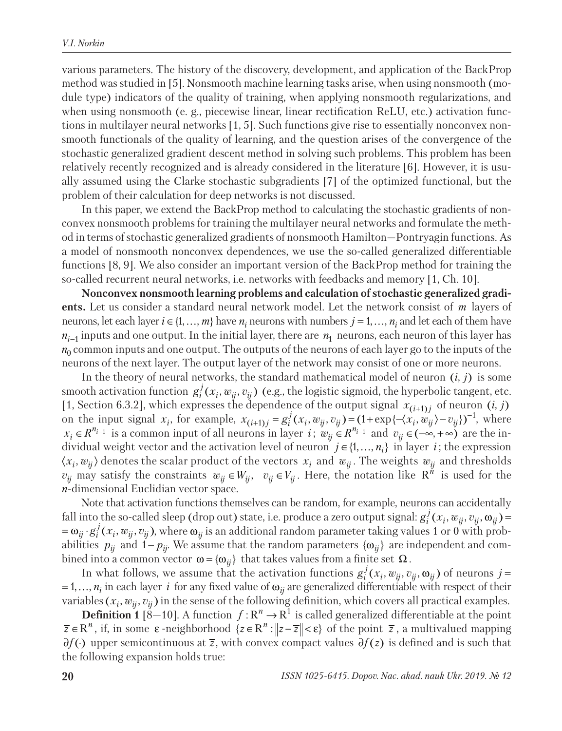various parameters. The history of the discovery, development, and application of the BackProp method was studied in [5]. Nonsmooth machine learning tasks arise, when using nonsmooth (module type) indicators of the quality of training, when applying nonsmooth regularizations, and when using nonsmooth (e. g., piecewise linear, linear rectification ReLU, etc.) activation functions in multilayer neural networks [1, 5]. Such functions give rise to essentially nonconvex nonsmooth functionals of the quality of learning, and the question arises of the convergence of the stochastic generalized gradient descent method in solving such problems. This problem has been relatively recently recognized and is already considered in the literature [6]. However, it is usually assumed using the Clarke stochastic subgradients [7] of the optimized functional, but the problem of their calculation for deep networks is not discussed.

In this paper, we extend the BackProp method to calculating the stochastic gradients of nonconvex nonsmooth problems for training the multilayer neural networks and formulate the method in terms of stochastic generalized gradients of nonsmooth Hamilton—Pontryagin functions. As a model of nonsmooth nonconvex dependences, we use the so-called generalized differentiable functions [8, 9]. We also consider an important version of the BackProp method for training the so-called recurrent neural networks, i.e. networks with feedbacks and memory [1, Ch. 10].

**Nonconvex nonsmooth learning problems and calculation of stochastic generalized gradients.** Let us consider a standard neural network model. Let the network consist of $m$ layers of neurons, let each layer $i \in \{1, \ldots, m\}$ have $n_i$ neurons with numbers $j = 1, \ldots, n_i$ and let each of them have $n_{i-1}$ inputs and one output. In the initial layer, there are $n_1$ neurons, each neuron of this layer has $n_0$ common inputs and one output. The outputs of the neurons of each layer go to the inputs of the neurons of the next layer. The output layer of the network may consist of one or more neurons.

In the theory of neural networks, the standard mathematical model of neuron $(i, j)$ is some smooth activation function $g_i^j(x_i, w_{ij}, v_{ij})$ (e.g., the logistic sigmoid, the hyperbolic tangent, etc. [1, Section 6.3.2], which expresses the dependence of the output signal $x_{(i+1)j}$ of neuron $(i, j)$ on the input signal $x_i$, for example, $x_{(i+1)j} = g_i^j(x_i, w_{ij}, v_{ij}) = (1 + \exp\{-\langle x_i, w_{ij}\rangle - v_{ij}\})^{-1}$, where $x_i \in R^{n_{i-1}}$ is a common input of all neurons in layer $i$; $w_{ij} \in R^{n_{i-1}}$ and $v_{ij} \in (-\infty, +\infty)$ are the individual weight vector and the activation level of neuron $j \in \{1, \ldots, n_i\}$ in layer $i$; the expression $\langle x_i, w_{ij}\rangle$ denotes the scalar product of the vectors $x_i$ and $w_{ij}$. The weights $w_{ij}$ and thresholds $v_{ij}$ may satisfy the constraints $w_{ij} \in W_{ij}, \;\; v_{ij} \in V_{ij}$. Here, the notation like $\mathrm{R}^n$ is used for the $n$-dimensional Euclidian vector space.

Note that activation functions themselves can be random, for example, neurons can accidentally fall into the so-called sleep (drop out) state, i.e. produce a zero output signal: $g_i^j(x_i, w_{ij}, v_{ij}, \omega_{ij}) = \omega_{ij} \cdot g_i^j(x_i, w_{ij}, v_{ij})$, where $\omega_{ij}$ is an additional random parameter taking values 1 or 0 with probabilities $p_{ij}$ and $1 - p_{ij}$. We assume that the random parameters $\{\omega_{ij}\}$ are independent and combined into a common vector $\omega = \{\omega_{ij}\}$ that takes values from a finite set $\Omega$.

In what follows, we assume that the activation functions $g_i^j(x_i, w_{ij}, v_{ij}, \omega_{ij})$ of neurons $j = 1, \ldots, n_i$ in each layer $i$ for any fixed value of $\omega_{ij}$ are generalized differentiable with respect of their variables $(x_i, w_{ij}, v_{ij})$ in the sense of the following definition, which covers all practical examples.

**Definition 1** [8—10]. A function $f : \mathrm{R}^n \to \mathrm{R}^1$ is called generalized differentiable at the point $\bar{z} \in \mathrm{R}^n$, if, in some $\varepsilon$-neighborhood $\{z \in \mathrm{R}^n : \|z - \bar{z}\| < \varepsilon\}$ of the point $\bar{z}$, a multivalued mapping $\partial f(\cdot)$ upper semicontinuous at $\bar{z}$, with convex compact values $\partial f(z)$ is defined and is such that the following expansion holds true: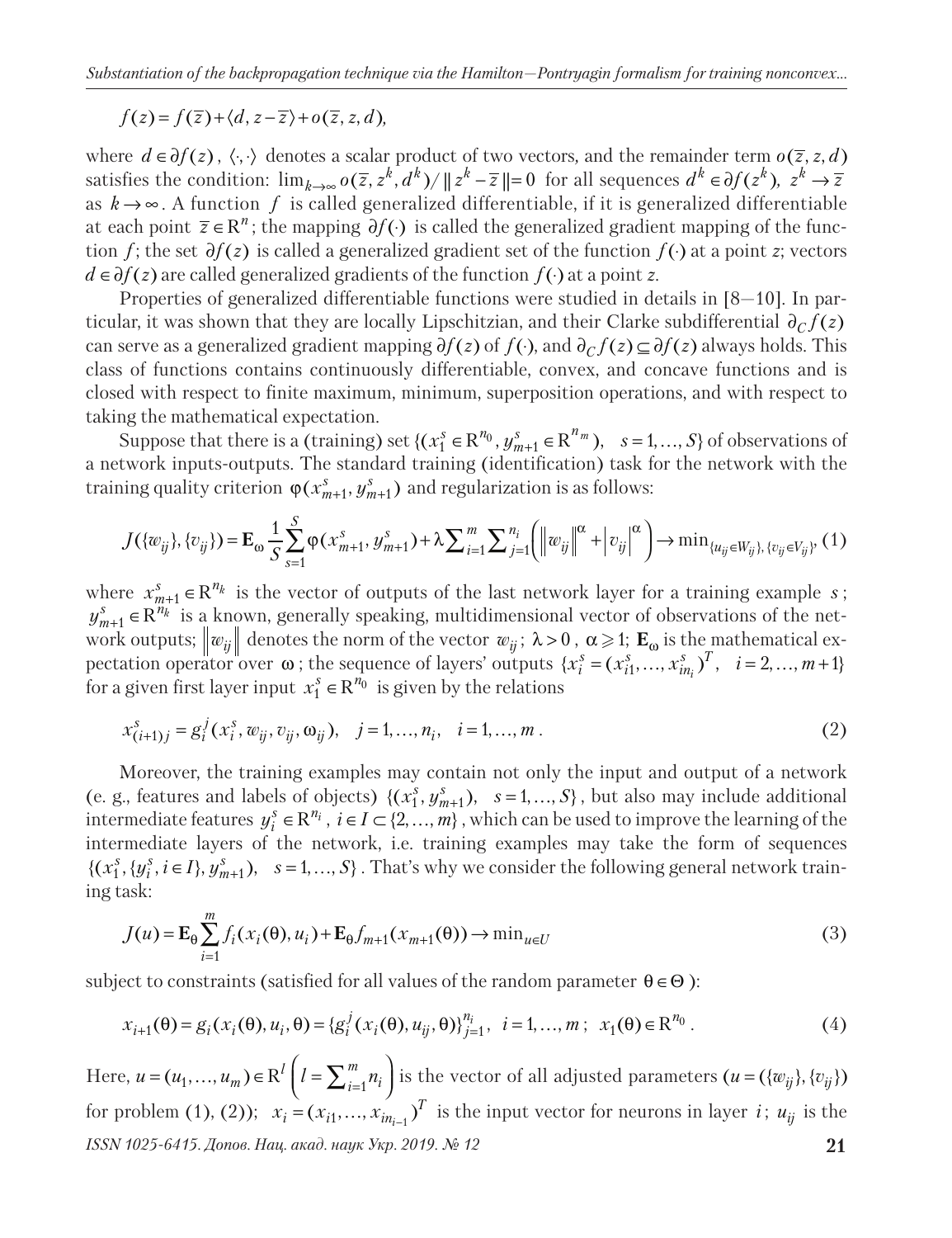$$f(z) = f(\overline{z}) + \langle d, z - \overline{z} \rangle + o(\overline{z}, z, d),$$

where $d \in \partial f(z)$, $\langle \cdot, \cdot \rangle$ denotes a scalar product of two vectors, and the remainder term $o(\overline{z}, z, d)$ satisfies the condition: $\lim_{k\to\infty} o(\overline{z}, z^k, d^k)/\| z^k - \overline{z} \| = 0$ for all sequences $d^k \in \partial f(z^k)$, $z^k \to \overline{z}$ as $k \to \infty$. A function $f$ is called generalized differentiable, if it is generalized differentiable at each point $\overline{z} \in \mathrm{R}^n$; the mapping $\partial f(\cdot)$ is called the generalized gradient mapping of the function $f$; the set $\partial f(z)$ is called a generalized gradient set of the function $f(\cdot)$ at a point $z$; vectors $d \in \partial f(z)$ are called generalized gradients of the function $f(\cdot)$ at a point $z$.

Properties of generalized differentiable functions were studied in details in [8—10]. In particular, it was shown that they are locally Lipschitzian, and their Clarke subdifferential $\partial_C f(z)$ can serve as a generalized gradient mapping $\partial f(z)$ of $f(\cdot)$, and $\partial_C f(z) \subseteq \partial f(z)$ always holds. This class of functions contains continuously differentiable, convex, and concave functions and is closed with respect to finite maximum, minimum, superposition operations, and with respect to taking the mathematical expectation.

Suppose that there is a (training) set $\{(x_1^s \in \mathrm{R}^{n_0}, y_{m+1}^s \in \mathrm{R}^{n_m}),\quad s = 1, \ldots, S\}$ of observations of a network inputs-outputs. The standard training (identification) task for the network with the training quality criterion $\varphi(x_{m+1}^s, y_{m+1}^s)$ and regularization is as follows:

$$J(\{w_{ij}\}, \{v_{ij}\}) = \mathbf{E}_\omega \frac{1}{S} \sum_{s=1}^{S} \varphi(x_{m+1}^s, y_{m+1}^s) + \lambda \sum_{i=1}^{m} \sum_{j=1}^{n_i} \left( \left\| w_{ij} \right\|^\alpha + \left| v_{ij} \right|^\alpha \right) \to \min_{\{u_{ij} \in W_{ij}\}, \{v_{ij} \in V_{ij}\}}, \quad (1)$$

where $x_{m+1}^s \in \mathrm{R}^{n_k}$ is the vector of outputs of the last network layer for a training example $s$; $y_{m+1}^s \in \mathrm{R}^{n_k}$ is a known, generally speaking, multidimensional vector of observations of the network outputs; $\left\| w_{ij} \right\|$ denotes the norm of the vector $w_{ij}$; $\lambda > 0$, $\alpha \geqslant 1$; $\mathbf{E}_\omega$ is the mathematical expectation operator over $\omega$; the sequence of layers' outputs $\{x_i^s = (x_{i1}^s, \ldots, x_{in_i}^s)^T,\quad i = 2, \ldots, m+1\}$ for a given first layer input $x_1^s \in \mathrm{R}^{n_0}$ is given by the relations

$$x_{(i+1)j}^s = g_i^j(x_i^s, w_{ij}, v_{ij}, \omega_{ij}),\quad j = 1, \ldots, n_i,\quad i = 1, \ldots, m. \quad (2)$$

Moreover, the training examples may contain not only the input and output of a network (e. g., features and labels of objects) $\{(x_1^s, y_{m+1}^s),\quad s = 1, \ldots, S\}$, but also may include additional intermediate features $y_i^s \in \mathrm{R}^{n_i}$, $i \in I \subset \{2, \ldots, m\}$, which can be used to improve the learning of the intermediate layers of the network, i.e. training examples may take the form of sequences $\{(x_1^s, \{y_i^s, i \in I\}, y_{m+1}^s),\quad s = 1, \ldots, S\}$. That's why we consider the following general network training task:

$$J(u) = \mathbf{E}_\theta \sum_{i=1}^{m} f_i(x_i(\theta), u_i) + \mathbf{E}_\theta f_{m+1}(x_{m+1}(\theta)) \to \min_{u \in U} \quad (3)$$

subject to constraints (satisfied for all values of the random parameter $\theta \in \Theta$):

$$x_{i+1}(\theta) = g_i(x_i(\theta), u_i, \theta) = \{g_i^j(x_i(\theta), u_{ij}, \theta)\}_{j=1}^{n_i},\quad i = 1, \ldots, m;\quad x_1(\theta) \in \mathrm{R}^{n_0}. \quad (4)$$

Here, $u = (u_1, \ldots, u_m) \in \mathrm{R}^l \left( l = \sum_{i=1}^{m} n_i \right)$ is the vector of all adjusted parameters ($u = (\{w_{ij}\}, \{v_{ij}\})$ for problem (1), (2)); $x_i = (x_{i1}, \ldots, x_{in_{i-1}})^T$ is the input vector for neurons in layer $i$; $u_{ij}$ is the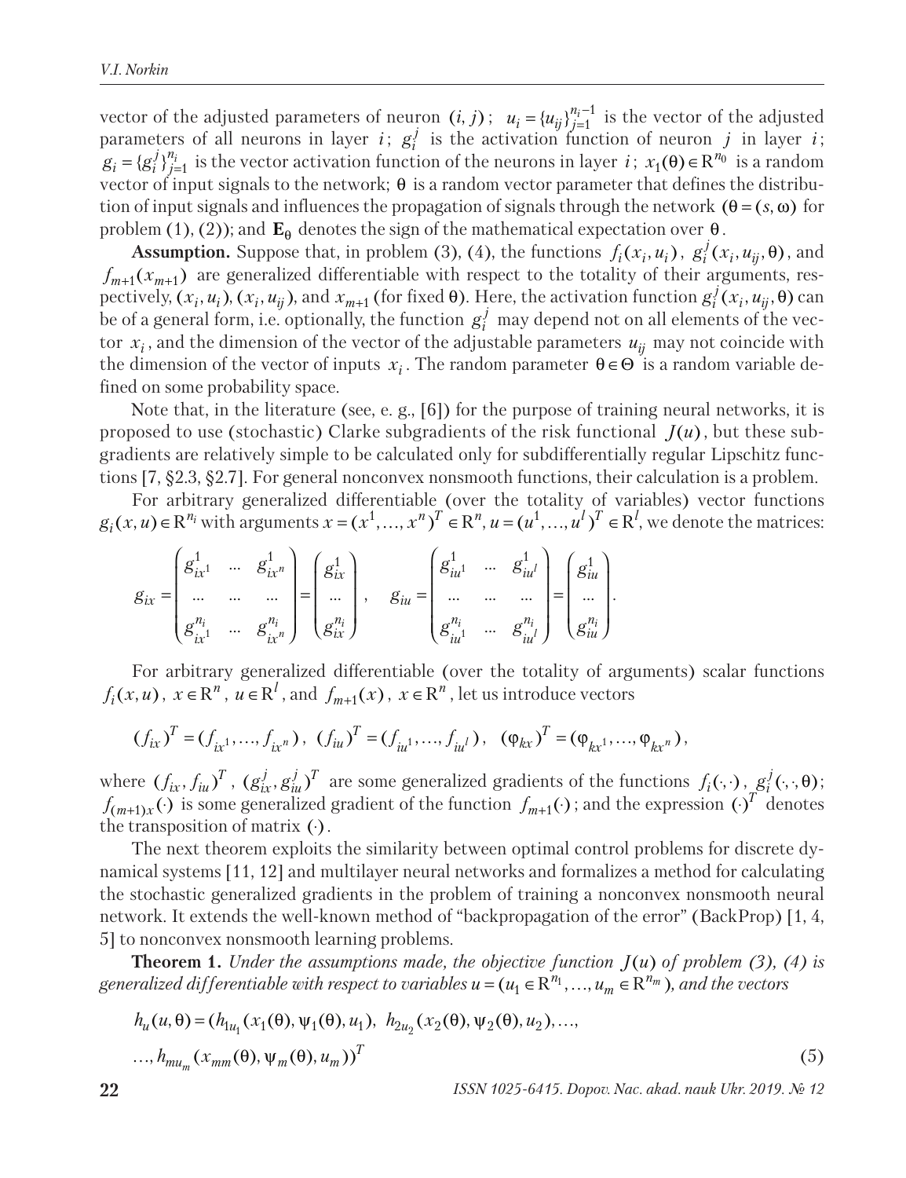vector of the adjusted parameters of neuron $(i, j)$; $u_i = \{u_{ij}\}_{j=1}^{n_i-1}$ is the vector of the adjusted parameters of all neurons in layer $i$; $g_i^j$ is the activation function of neuron $j$ in layer $i$; $g_i = \{g_i^j\}_{j=1}^{n_i}$ is the vector activation function of the neurons in layer $i$; $x_1(\theta) \in \mathrm{R}^{n_0}$ is a random vector of input signals to the network; $\theta$ is a random vector parameter that defines the distribution of input signals and influences the propagation of signals through the network ($\theta = (s, \omega)$ for problem (1), (2)); and $\mathbf{E}_\theta$ denotes the sign of the mathematical expectation over $\theta$.

**Assumption.** Suppose that, in problem (3), (4), the functions $f_i(x_i, u_i)$, $g_i^j(x_i, u_{ij}, \theta)$, and $f_{m+1}(x_{m+1})$ are generalized differentiable with respect to the totality of their arguments, respectively, $(x_i, u_i)$, $(x_i, u_{ij})$, and $x_{m+1}$ (for fixed $\theta$). Here, the activation function $g_i^j(x_i, u_{ij}, \theta)$ can be of a general form, i.e. optionally, the function $g_i^j$ may depend not on all elements of the vector $x_i$, and the dimension of the vector of the adjustable parameters $u_{ij}$ may not coincide with the dimension of the vector of inputs $x_i$. The random parameter $\theta \in \Theta$ is a random variable defined on some probability space.

Note that, in the literature (see, e. g., [6]) for the purpose of training neural networks, it is proposed to use (stochastic) Clarke subgradients of the risk functional $J(u)$, but these subgradients are relatively simple to be calculated only for subdifferentially regular Lipschitz functions [7, §2.3, §2.7]. For general nonconvex nonsmooth functions, their calculation is a problem.

For arbitrary generalized differentiable (over the totality of variables) vector functions $g_i(x, u) \in \mathrm{R}^{n_i}$ with arguments $x = (x^1, \ldots, x^n)^T \in \mathrm{R}^n$, $u = (u^1, \ldots, u^l)^T \in \mathrm{R}^l$, we denote the matrices:

$$g_{ix} = \begin{pmatrix} g_{ix^1}^1 & \ldots & g_{ix^n}^1 \\ \ldots & \ldots & \ldots \\ g_{ix^1}^{n_i} & \ldots & g_{ix^n}^{n_i} \end{pmatrix} = \begin{pmatrix} g_{ix}^1 \\ \ldots \\ g_{ix}^{n_i} \end{pmatrix}, \quad g_{iu} = \begin{pmatrix} g_{iu^1}^1 & \ldots & g_{iu^l}^1 \\ \ldots & \ldots & \ldots \\ g_{iu^1}^{n_i} & \ldots & g_{iu^l}^{n_i} \end{pmatrix} = \begin{pmatrix} g_{iu}^1 \\ \ldots \\ g_{iu}^{n_i} \end{pmatrix}.$$

For arbitrary generalized differentiable (over the totality of arguments) scalar functions $f_i(x, u)$, $x \in \mathrm{R}^n$, $u \in \mathrm{R}^l$, and $f_{m+1}(x)$, $x \in \mathrm{R}^n$, let us introduce vectors

$$(f_{ix})^T = (f_{ix^1}, \ldots, f_{ix^n}), \quad (f_{iu})^T = (f_{iu^1}, \ldots, f_{iu^l}), \quad (\varphi_{kx})^T = (\varphi_{kx^1}, \ldots, \varphi_{kx^n}),$$

where $(f_{ix}, f_{iu})^T$, $(g_{ix}^j, g_{iu}^j)^T$ are some generalized gradients of the functions $f_i(\cdot,\cdot)$, $g_i^j(\cdot,\cdot,\theta)$; $f_{(m+1)x}(\cdot)$ is some generalized gradient of the function $f_{m+1}(\cdot)$; and the expression $(\cdot)^T$ denotes the transposition of matrix $(\cdot)$.

The next theorem exploits the similarity between optimal control problems for discrete dynamical systems [11, 12] and multilayer neural networks and formalizes a method for calculating the stochastic generalized gradients in the problem of training a nonconvex nonsmooth neural network. It extends the well-known method of "backpropagation of the error" (BackProp) [1, 4, 5] to nonconvex nonsmooth learning problems.

**Theorem 1.** *Under the assumptions made, the objective function $J(u)$ of problem (3), (4) is generalized differentiable with respect to variables $u = (u_1 \in \mathrm{R}^{n_1}, \ldots, u_m \in \mathrm{R}^{n_m})$, and the vectors*

$$h_u(u, \theta) = (h_{1u_1}(x_1(\theta), \psi_1(\theta), u_1),\ h_{2u_2}(x_2(\theta), \psi_2(\theta), u_2), \ldots,$$
$$\ldots, h_{mu_m}(x_{mm}(\theta), \psi_m(\theta), u_m))^T \tag{5}$$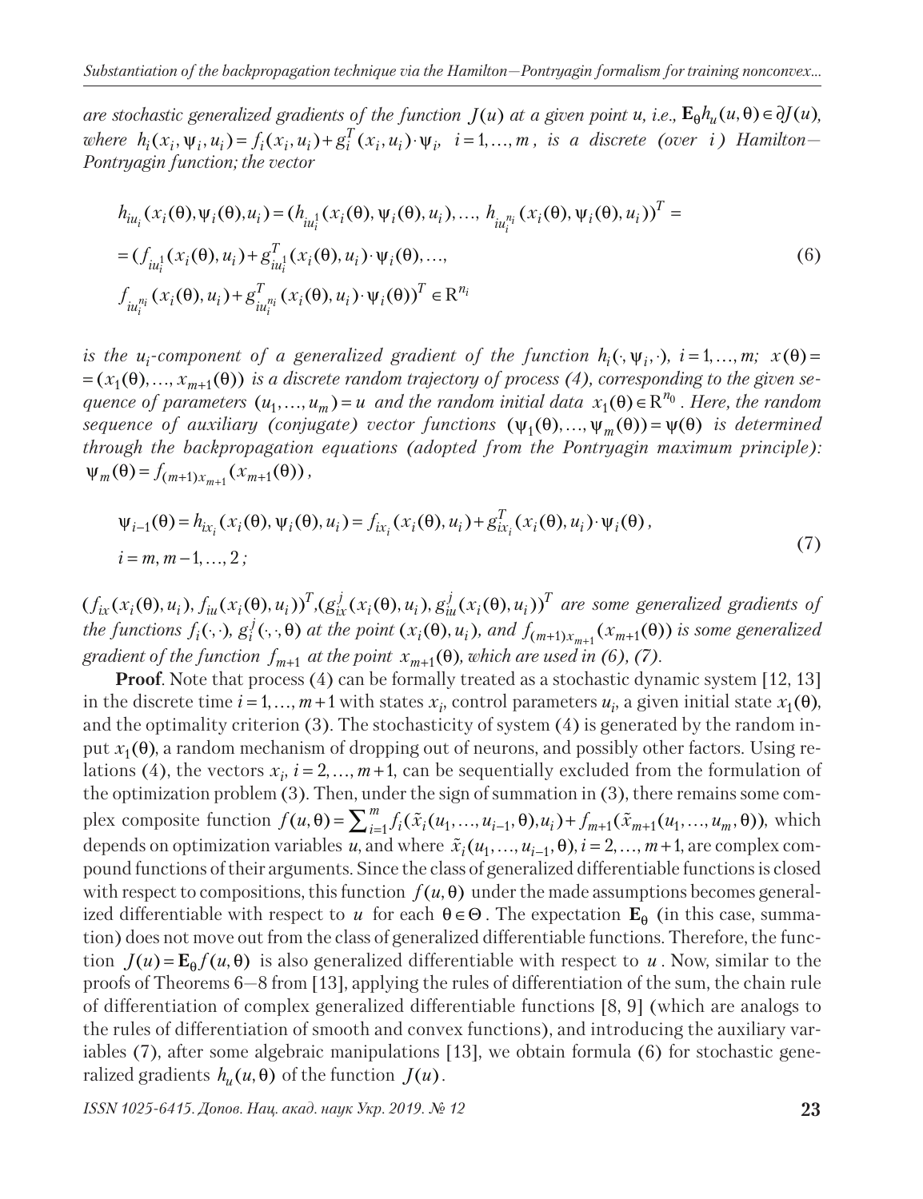*are stochastic generalized gradients of the function $J(u)$ at a given point u, i.e., $\mathbf{E}_\theta h_u(u,\theta) \in \partial J(u)$, where $h_i(x_i, \psi_i, u_i) = f_i(x_i, u_i) + g_i^T(x_i, u_i) \cdot \psi_i$, $i = 1, \ldots, m$, is a discrete (over $i$) Hamilton—Pontryagin function; the vector*

$$
\begin{aligned}
& h_{iu_i}(x_i(\theta), \psi_i(\theta), u_i) = (h_{iu_i^1}(x_i(\theta), \psi_i(\theta), u_i), \ldots, h_{iu_i^{n_i}}(x_i(\theta), \psi_i(\theta), u_i))^T = \\
& = (f_{iu_i^1}(x_i(\theta), u_i) + g_{iu_i^1}^T(x_i(\theta), u_i) \cdot \psi_i(\theta), \ldots, \\
& f_{iu_i^{n_i}}(x_i(\theta), u_i) + g_{iu_i^{n_i}}^T(x_i(\theta), u_i) \cdot \psi_i(\theta))^T \in \mathrm{R}^{n_i}
\end{aligned}
\tag{6}
$$

*is the $u_i$-component of a generalized gradient of the function $h_i(\cdot, \psi_i, \cdot)$, $i = 1, \ldots, m$; $x(\theta) = (x_1(\theta), \ldots, x_{m+1}(\theta))$ is a discrete random trajectory of process (4), corresponding to the given sequence of parameters $(u_1, \ldots, u_m) = u$ and the random initial data $x_1(\theta) \in \mathrm{R}^{n_0}$. Here, the random sequence of auxiliary (conjugate) vector functions $(\psi_1(\theta), \ldots, \psi_m(\theta)) = \psi(\theta)$ is determined through the backpropagation equations (adopted from the Pontryagin maximum principle): $\psi_m(\theta) = f_{(m+1)x_{m+1}}(x_{m+1}(\theta))$,*

$$
\begin{aligned}
& \psi_{i-1}(\theta) = h_{ix_i}(x_i(\theta), \psi_i(\theta), u_i) = f_{ix_i}(x_i(\theta), u_i) + g_{ix_i}^T(x_i(\theta), u_i) \cdot \psi_i(\theta), \\
& i = m, m-1, \ldots, 2;
\end{aligned}
\tag{7}
$$

*$(f_{ix}(x_i(\theta), u_i), f_{iu}(x_i(\theta), u_i))^T, (g_{ix}^j(x_i(\theta), u_i), g_{iu}^j(x_i(\theta), u_i))^T$ are some generalized gradients of the functions $f_i(\cdot,\cdot)$, $g_i^j(\cdot,\cdot,\theta)$ at the point $(x_i(\theta), u_i)$, and $f_{(m+1)x_{m+1}}(x_{m+1}(\theta))$ is some generalized gradient of the function $f_{m+1}$ at the point $x_{m+1}(\theta)$, which are used in (6), (7).*

**Proof**. Note that process (4) can be formally treated as a stochastic dynamic system [12, 13] in the discrete time $i = 1, \ldots, m+1$ with states $x_i$, control parameters $u_i$, a given initial state $x_1(\theta)$, and the optimality criterion (3). The stochasticity of system (4) is generated by the random input $x_1(\theta)$, a random mechanism of dropping out of neurons, and possibly other factors. Using relations (4), the vectors $x_i$, $i = 2, \ldots, m+1$, can be sequentially excluded from the formulation of the optimization problem (3). Then, under the sign of summation in (3), there remains some complex composite function $f(u,\theta) = \sum_{i=1}^{m} f_i(\tilde{x}_i(u_1, \ldots, u_{i-1}, \theta), u_i) + f_{m+1}(\tilde{x}_{m+1}(u_1, \ldots, u_m, \theta))$, which depends on optimization variables $u$, and where $\tilde{x}_i(u_1, \ldots, u_{i-1}, \theta)$, $i = 2, \ldots, m+1$, are complex compound functions of their arguments. Since the class of generalized differentiable functions is closed with respect to compositions, this function $f(u,\theta)$ under the made assumptions becomes generalized differentiable with respect to $u$ for each $\theta \in \Theta$. The expectation $\mathbf{E}_\theta$ (in this case, summation) does not move out from the class of generalized differentiable functions. Therefore, the function $J(u) = \mathbf{E}_\theta f(u,\theta)$ is also generalized differentiable with respect to $u$. Now, similar to the proofs of Theorems 6—8 from [13], applying the rules of differentiation of the sum, the chain rule of differentiation of complex generalized differentiable functions [8, 9] (which are analogs to the rules of differentiation of smooth and convex functions), and introducing the auxiliary variables (7), after some algebraic manipulations [13], we obtain formula (6) for stochastic generalized gradients $h_u(u,\theta)$ of the function $J(u)$.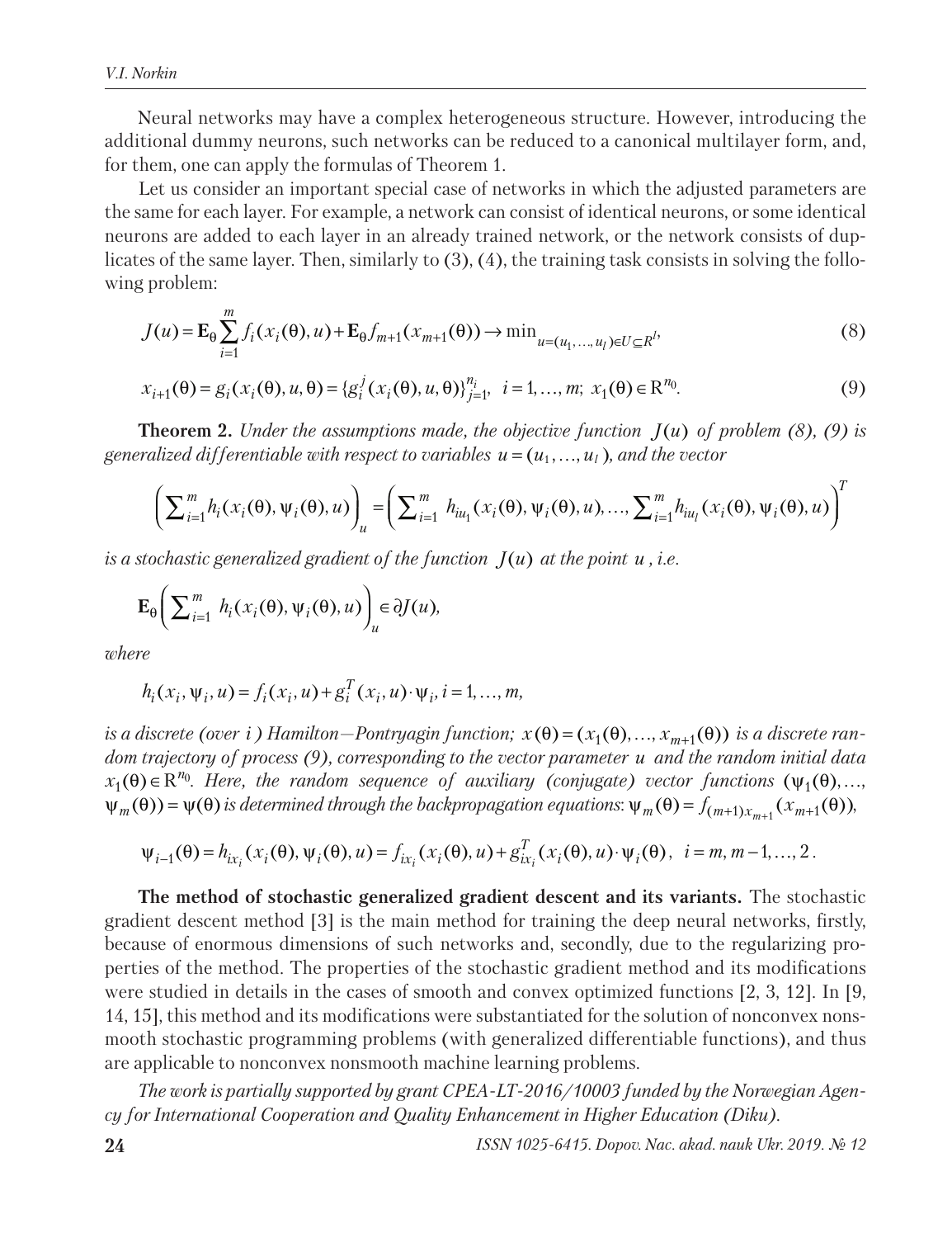Neural networks may have a complex heterogeneous structure. However, introducing the additional dummy neurons, such networks can be reduced to a canonical multilayer form, and, for them, one can apply the formulas of Theorem 1.

Let us consider an important special case of networks in which the adjusted parameters are the same for each layer. For example, a network can consist of identical neurons, or some identical neurons are added to each layer in an already trained network, or the network consists of duplicates of the same layer. Then, similarly to (3), (4), the training task consists in solving the following problem:

$$J(u) = \mathbf{E}_\theta \sum_{i=1}^{m} f_i(x_i(\theta), u) + \mathbf{E}_\theta f_{m+1}(x_{m+1}(\theta)) \to \min_{u=(u_1,\ldots,u_l)\in U \subseteq R^l}, \tag{8}$$

$$x_{i+1}(\theta) = g_i(x_i(\theta), u, \theta) = \{g_i^j(x_i(\theta), u, \theta)\}_{j=1}^{n_i}, \quad i = 1,\ldots,m; \; x_1(\theta) \in \mathrm{R}^{n_0}. \tag{9}$$

**Theorem 2.** *Under the assumptions made, the objective function $J(u)$ of problem (8), (9) is generalized differentiable with respect to variables $u = (u_1,\ldots,u_l)$, and the vector*

$$\left(\sum_{i=1}^{m} h_i(x_i(\theta), \psi_i(\theta), u)\right)_u = \left(\sum_{i=1}^{m} h_{iu_1}(x_i(\theta), \psi_i(\theta), u), \ldots, \sum_{i=1}^{m} h_{iu_l}(x_i(\theta), \psi_i(\theta), u)\right)^T$$

*is a stochastic generalized gradient of the function $J(u)$ at the point $u$, i.e.*

$$\mathbf{E}_\theta \left(\sum_{i=1}^{m} h_i(x_i(\theta), \psi_i(\theta), u)\right)_u \in \partial J(u),$$

*where*

$$h_i(x_i, \psi_i, u) = f_i(x_i, u) + g_i^T(x_i, u)\cdot \psi_i, \; i = 1,\ldots,m,$$

*is a discrete (over $i$) Hamilton—Pontryagin function; $x(\theta) = (x_1(\theta),\ldots,x_{m+1}(\theta))$ is a discrete random trajectory of process (9), corresponding to the vector parameter $u$ and the random initial data $x_1(\theta) \in \mathrm{R}^{n_0}$. Here, the random sequence of auxiliary (conjugate) vector functions $(\psi_1(\theta),\ldots,\psi_m(\theta)) = \psi(\theta)$ is determined through the backpropagation equations: $\psi_m(\theta) = f_{(m+1)x_{m+1}}(x_{m+1}(\theta))$,*

$$\psi_{i-1}(\theta) = h_{ix_i}(x_i(\theta), \psi_i(\theta), u) = f_{ix_i}(x_i(\theta), u) + g_{ix_i}^T(x_i(\theta), u)\cdot \psi_i(\theta), \quad i = m, m-1, \ldots, 2.$$

**The method of stochastic generalized gradient descent and its variants.** The stochastic gradient descent method [3] is the main method for training the deep neural networks, firstly, because of enormous dimensions of such networks and, secondly, due to the regularizing properties of the method. The properties of the stochastic gradient method and its modifications were studied in details in the cases of smooth and convex optimized functions [2, 3, 12]. In [9, 14, 15], this method and its modifications were substantiated for the solution of nonconvex nonsmooth stochastic programming problems (with generalized differentiable functions), and thus are applicable to nonconvex nonsmooth machine learning problems.

*The work is partially supported by grant CPEA-LT-2016/10003 funded by the Norwegian Agency for International Cooperation and Quality Enhancement in Higher Education (Diku).*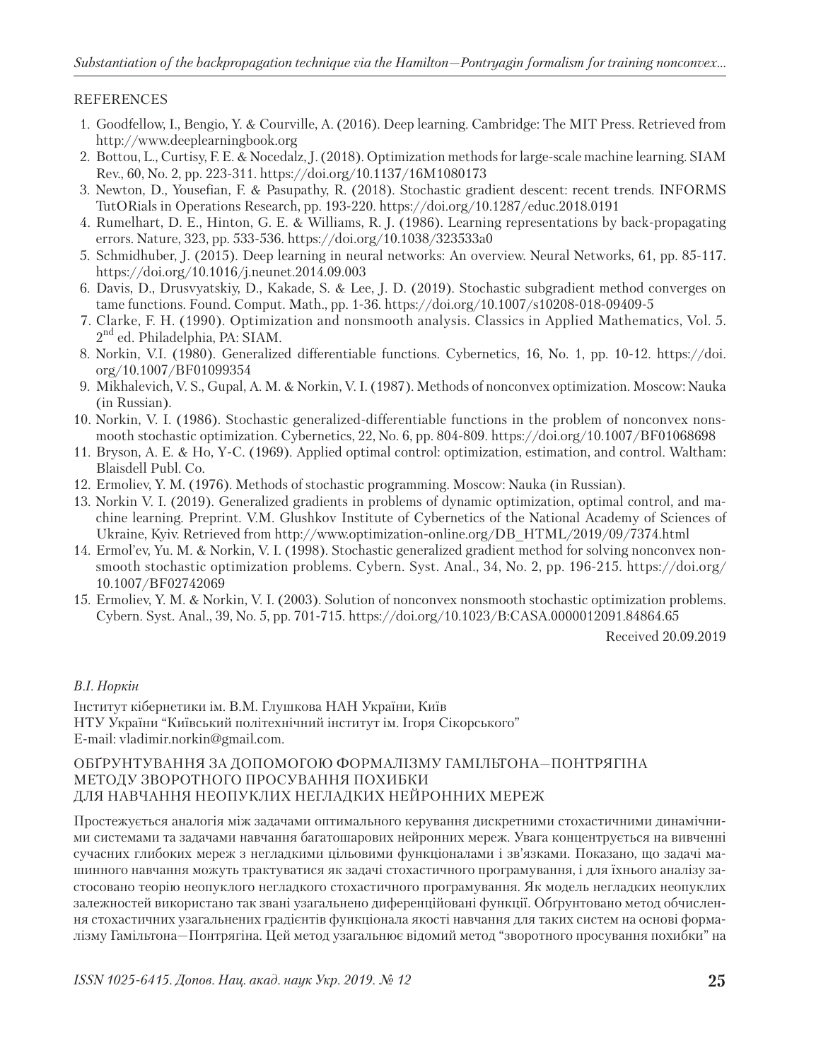## REFERENCES

1. Goodfellow, I., Bengio, Y. & Courville, A. (2016). Deep learning. Cambridge: The MIT Press. Retrieved from http://www.deeplearningbook.org
2. Bottou, L., Curtisy, F. E. & Nocedalz, J. (2018). Optimization methods for large-scale machine learning. SIAM Rev., 60, No. 2, pp. 223-311. https://doi.org/10.1137/16M1080173
3. Newton, D., Yousefian, F. & Pasupathy, R. (2018). Stochastic gradient descent: recent trends. INFORMS TutORials in Operations Research, pp. 193-220. https://doi.org/10.1287/educ.2018.0191
4. Rumelhart, D. E., Hinton, G. E. & Williams, R. J. (1986). Learning representations by back-propagating errors. Nature, 323, pp. 533-536. https://doi.org/10.1038/323533a0
5. Schmidhuber, J. (2015). Deep learning in neural networks: An overview. Neural Networks, 61, pp. 85-117. https://doi.org/10.1016/j.neunet.2014.09.003
6. Davis, D., Drusvyatskiy, D., Kakade, S. & Lee, J. D. (2019). Stochastic subgradient method converges on tame functions. Found. Comput. Math., pp. 1-36. https://doi.org/10.1007/s10208-018-09409-5
7. Clarke, F. H. (1990). Optimization and nonsmooth analysis. Classics in Applied Mathematics, Vol. 5. 2nd ed. Philadelphia, PA: SIAM.
8. Norkin, V.I. (1980). Generalized differentiable functions. Cybernetics, 16, No. 1, pp. 10-12. https://doi.org/10.1007/BF01099354
9. Mikhalevich, V. S., Gupal, A. M. & Norkin, V. I. (1987). Methods of nonconvex optimization. Moscow: Nauka (in Russian).
10. Norkin, V. I. (1986). Stochastic generalized-differentiable functions in the problem of nonconvex nonsmooth stochastic optimization. Cybernetics, 22, No. 6, pp. 804-809. https://doi.org/10.1007/BF01068698
11. Bryson, A. E. & Ho, Y-C. (1969). Applied optimal control: optimization, estimation, and control. Waltham: Blaisdell Publ. Co.
12. Ermoliev, Y. M. (1976). Methods of stochastic programming. Moscow: Nauka (in Russian).
13. Norkin V. I. (2019). Generalized gradients in problems of dynamic optimization, optimal control, and machine learning. Preprint. V.M. Glushkov Institute of Cybernetics of the National Academy of Sciences of Ukraine, Kyiv. Retrieved from http://www.optimization-online.org/DB_HTML/2019/09/7374.html
14. Ermol'ev, Yu. M. & Norkin, V. I. (1998). Stochastic generalized gradient method for solving nonconvex nonsmooth stochastic optimization problems. Cybern. Syst. Anal., 34, No. 2, pp. 196-215. https://doi.org/10.1007/BF02742069
15. Ermoliev, Y. M. & Norkin, V. I. (2003). Solution of nonconvex nonsmooth stochastic optimization problems. Cybern. Syst. Anal., 39, No. 5, pp. 701-715. https://doi.org/10.1023/B:CASA.0000012091.84864.65

Received 20.09.2019

*В.І. Норкін*

Інститут кібернетики ім. В.М. Глушкова НАН України, Київ
НТУ України "Київський політехнічний інститут ім. Ігоря Сікорського"
E-mail: vladimir.norkin@gmail.com.

### ОБҐРУНТУВАННЯ ЗА ДОПОМОГОЮ ФОРМАЛІЗМУ ГАМІЛЬТОНА—ПОНТРЯГІНА МЕТОДУ ЗВОРОТНОГО ПРОСУВАННЯ ПОХИБКИ ДЛЯ НАВЧАННЯ НЕОПУКЛИХ НЕГЛАДКИХ НЕЙРОННИХ МЕРЕЖ

Простежується аналогія між задачами оптимального керування дискретними стохастичними динамічними системами та задачами навчання багатошарових нейронних мереж. Увага концентрується на вивченні сучасних глибоких мереж з негладкими цільовими функціоналами і зв'язками. Показано, що задачі машинного навчання можуть трактуватися як задачі стохастичного програмування, і для їхнього аналізу застосовано теорію неопуклого негладкого стохастичного програмування. Як модель негладких неопуклих залежностей використано так звані узагальнено диференційовані функції. Обґрунтовано метод обчислення стохастичних узагальнених градієнтів функціонала якості навчання для таких систем на основі формалізму Гамільтона—Понтрягіна. Цей метод узагальнює відомий метод "зворотного просування похибки" на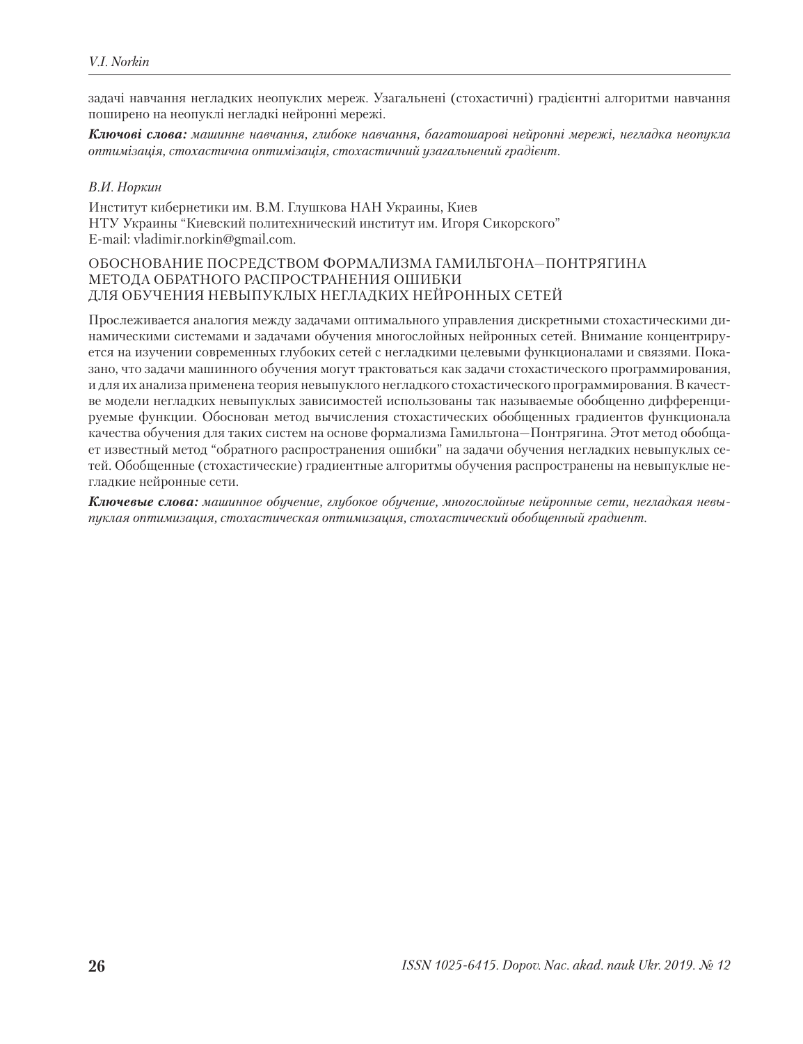задачі навчання негладких неопуклих мереж. Узагальнені (стохастичні) градієнтні алгоритми навчання поширено на неопуклі негладкі нейронні мережі.

***Ключові слова:*** *машинне навчання, глибоке навчання, багатошарові нейронні мережі, негладка неопукла оптимізація, стохастична оптимізація, стохастичний узагальнений градієнт.*

*В.И. Норкин*

Институт кибернетики им. В.М. Глушкова НАН Украины, Киев
НТУ Украины "Киевский политехнический институт им. Игоря Сикорского"
E-mail: vladimir.norkin@gmail.com.

ОБОСНОВАНИЕ ПОСРЕДСТВОМ ФОРМАЛИЗМА ГАМИЛЬТОНА—ПОНТРЯГИНА МЕТОДА ОБРАТНОГО РАСПРОСТРАНЕНИЯ ОШИБКИ ДЛЯ ОБУЧЕНИЯ НЕВЫПУКЛЫХ НЕГЛАДКИХ НЕЙРОННЫХ СЕТЕЙ

Прослеживается аналогия между задачами оптимального управления дискретными стохастическими динамическими системами и задачами обучения многослойных нейронных сетей. Внимание концентрируется на изучении современных глубоких сетей с негладкими целевыми функционалами и связями. Показано, что задачи машинного обучения могут трактоваться как задачи стохастического программирования, и для их анализа применена теория невыпуклого негладкого стохастического программирования. В качестве модели негладких невыпуклых зависимостей использованы так называемые обобщенно дифференцируемые функции. Обоснован метод вычисления стохастических обобщенных градиентов функционала качества обучения для таких систем на основе формализма Гамильтона—Понтрягина. Этот метод обобщает известный метод "обратного распространения ошибки" на задачи обучения негладких невыпуклых сетей. Обобщенные (стохастические) градиентные алгоритмы обучения распространены на невыпуклые негладкие нейронные сети.

***Ключевые слова:*** *машинное обучение, глубокое обучение, многослойные нейронные сети, негладкая невыпуклая оптимизация, стохастическая оптимизация, стохастический обобщенный градиент.*